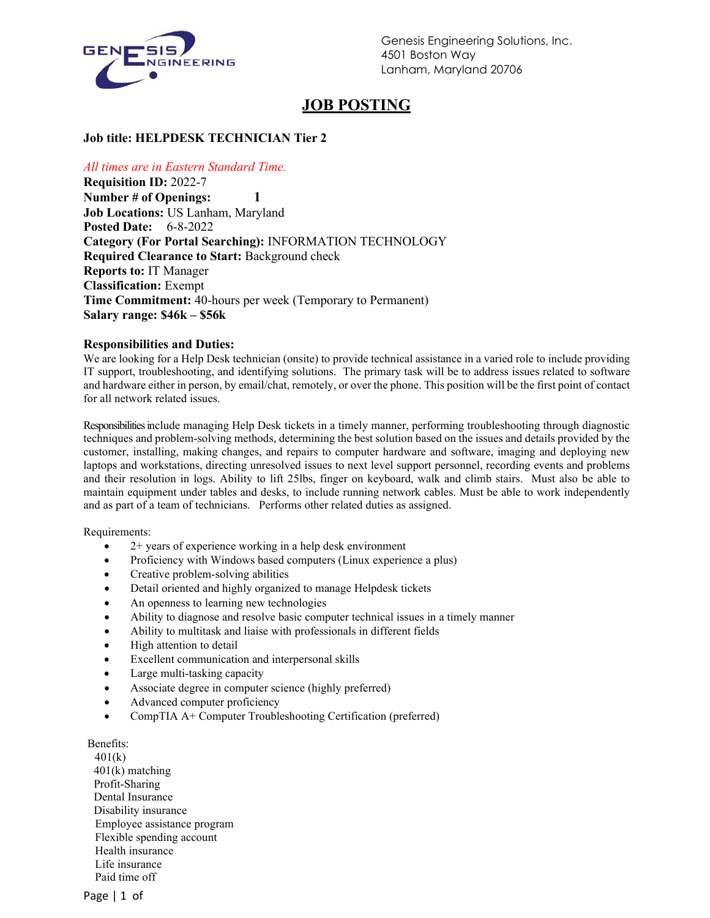Genesis Engineering Solutions, Inc.
4501 Boston Way
Lanham, Maryland 20706

# JOB POSTING

**Job title: HELPDESK TECHNICIAN Tier 2**

*All times are in Eastern Standard Time.*

**Requisition ID:** 2022-7
**Number # of Openings:** **1**
**Job Locations:** US Lanham, Maryland
**Posted Date:** 6-8-2022
**Category (For Portal Searching):** INFORMATION TECHNOLOGY
**Required Clearance to Start:** Background check
**Reports to:** IT Manager
**Classification:** Exempt
**Time Commitment:** 40-hours per week (Temporary to Permanent)
**Salary range: $46k – $56k**

**Responsibilities and Duties:**

We are looking for a Help Desk technician (onsite) to provide technical assistance in a varied role to include providing IT support, troubleshooting, and identifying solutions. The primary task will be to address issues related to software and hardware either in person, by email/chat, remotely, or over the phone. This position will be the first point of contact for all network related issues.

Responsibilities include managing Help Desk tickets in a timely manner, performing troubleshooting through diagnostic techniques and problem-solving methods, determining the best solution based on the issues and details provided by the customer, installing, making changes, and repairs to computer hardware and software, imaging and deploying new laptops and workstations, directing unresolved issues to next level support personnel, recording events and problems and their resolution in logs. Ability to lift 25lbs, finger on keyboard, walk and climb stairs. Must also be able to maintain equipment under tables and desks, to include running network cables. Must be able to work independently and as part of a team of technicians. Performs other related duties as assigned.

Requirements:

- 2+ years of experience working in a help desk environment
- Proficiency with Windows based computers (Linux experience a plus)
- Creative problem-solving abilities
- Detail oriented and highly organized to manage Helpdesk tickets
- An openness to learning new technologies
- Ability to diagnose and resolve basic computer technical issues in a timely manner
- Ability to multitask and liaise with professionals in different fields
- High attention to detail
- Excellent communication and interpersonal skills
- Large multi-tasking capacity
- Associate degree in computer science (highly preferred)
- Advanced computer proficiency
- CompTIA A+ Computer Troubleshooting Certification (preferred)

Benefits:

401(k)
401(k) matching
Profit-Sharing
Dental Insurance
Disability insurance
Employee assistance program
Flexible spending account
Health insurance
Life insurance
Paid time off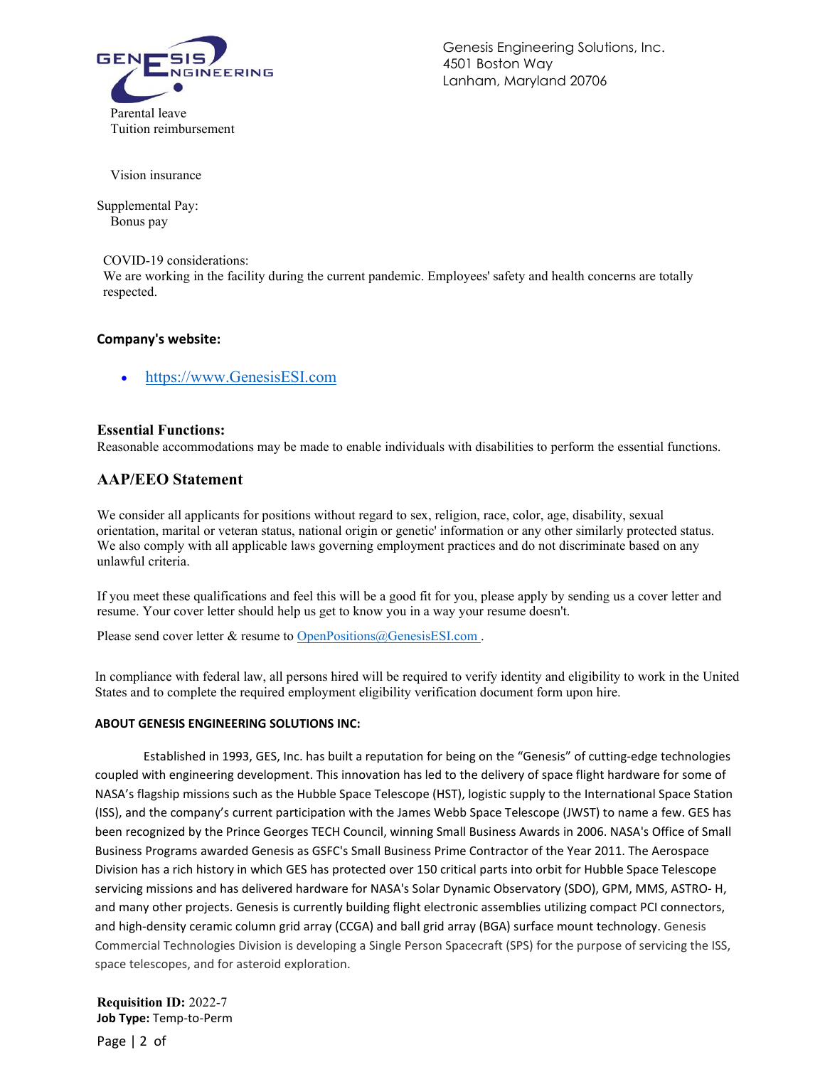Parental leave
Tuition reimbursement

Vision insurance

Supplemental Pay:
Bonus pay

COVID-19 considerations:
We are working in the facility during the current pandemic. Employees' safety and health concerns are totally respected.

**Company's website:**

- https://www.GenesisESI.com

**Essential Functions:**
Reasonable accommodations may be made to enable individuals with disabilities to perform the essential functions.

## AAP/EEO Statement

We consider all applicants for positions without regard to sex, religion, race, color, age, disability, sexual orientation, marital or veteran status, national origin or genetic' information or any other similarly protected status. We also comply with all applicable laws governing employment practices and do not discriminate based on any unlawful criteria.

If you meet these qualifications and feel this will be a good fit for you, please apply by sending us a cover letter and resume. Your cover letter should help us get to know you in a way your resume doesn't.

Please send cover letter & resume to OpenPositions@GenesisESI.com .

In compliance with federal law, all persons hired will be required to verify identity and eligibility to work in the United States and to complete the required employment eligibility verification document form upon hire.

**ABOUT GENESIS ENGINEERING SOLUTIONS INC:**

Established in 1993, GES, Inc. has built a reputation for being on the "Genesis" of cutting-edge technologies coupled with engineering development. This innovation has led to the delivery of space flight hardware for some of NASA's flagship missions such as the Hubble Space Telescope (HST), logistic supply to the International Space Station (ISS), and the company's current participation with the James Webb Space Telescope (JWST) to name a few. GES has been recognized by the Prince Georges TECH Council, winning Small Business Awards in 2006. NASA's Office of Small Business Programs awarded Genesis as GSFC's Small Business Prime Contractor of the Year 2011. The Aerospace Division has a rich history in which GES has protected over 150 critical parts into orbit for Hubble Space Telescope servicing missions and has delivered hardware for NASA's Solar Dynamic Observatory (SDO), GPM, MMS, ASTRO- H, and many other projects. Genesis is currently building flight electronic assemblies utilizing compact PCI connectors, and high-density ceramic column grid array (CCGA) and ball grid array (BGA) surface mount technology. Genesis Commercial Technologies Division is developing a Single Person Spacecraft (SPS) for the purpose of servicing the ISS, space telescopes, and for asteroid exploration.

**Requisition ID:** 2022-7
**Job Type:** Temp-to-Perm